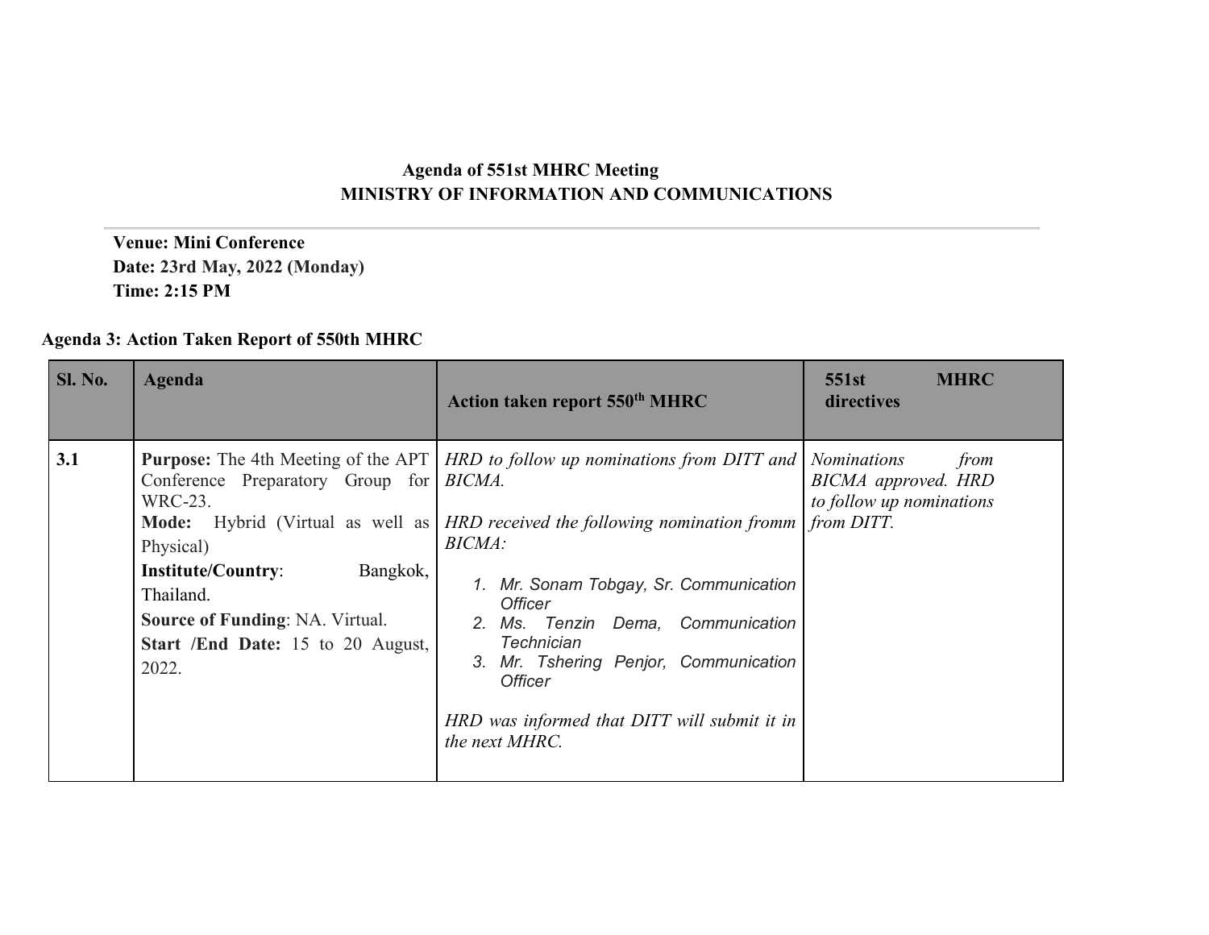**Agenda of 551st MHRC Meeting**
**MINISTRY OF INFORMATION AND COMMUNICATIONS**

---

**Venue: Mini Conference**
**Date: 23rd May, 2022 (Monday)**
**Time: 2:15 PM**

**Agenda 3: Action Taken Report of 550th MHRC**

| Sl. No. | Agenda | Action taken report 550th MHRC | 551st MHRC directives |
|---|---|---|---|
| 3.1 | **Purpose:** The 4th Meeting of the APT Conference Preparatory Group for WRC-23.<br>**Mode:** Hybrid (Virtual as well as Physical)<br>**Institute/Country**: Bangkok, Thailand.<br>**Source of Funding**: NA. Virtual.<br>**Start /End Date:** 15 to 20 August, 2022. | *HRD to follow up nominations from DITT and BICMA.*<br><br>*HRD received the following nomination fromm BICMA:*<br><br>*1. Mr. Sonam Tobgay, Sr. Communication Officer*<br>*2. Ms. Tenzin Dema, Communication Technician*<br>*3. Mr. Tshering Penjor, Communication Officer*<br><br>*HRD was informed that DITT will submit it in the next MHRC.* | *Nominations from BICMA approved. HRD to follow up nominations from DITT.* |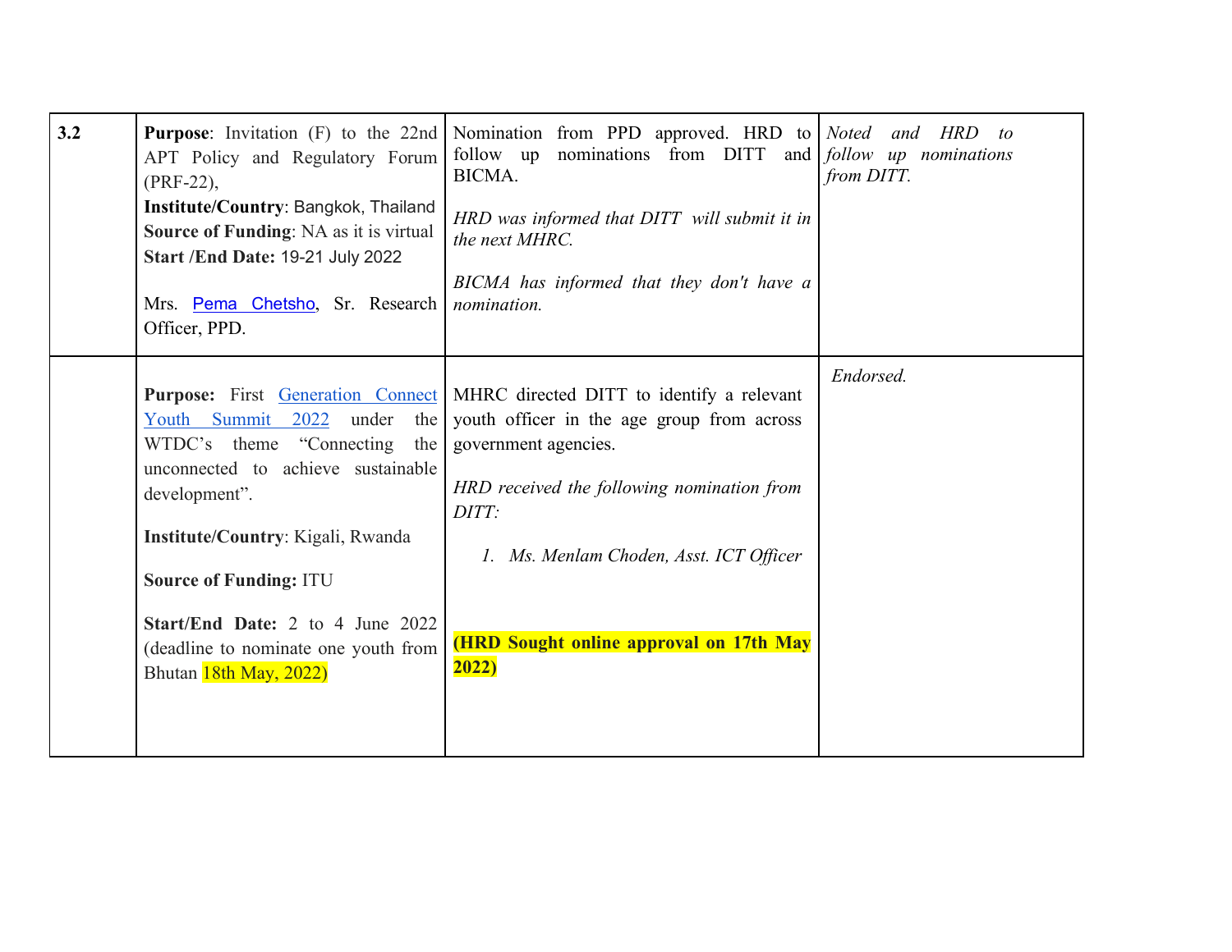| | | | |
|---|---|---|---|
| **3.2** | **Purpose**: Invitation (F) to the 22nd APT Policy and Regulatory Forum (PRF-22),<br>**Institute/Country**: Bangkok, Thailand<br>**Source of Funding**: NA as it is virtual<br>**Start /End Date:** 19-21 July 2022<br><br>Mrs. Pema Chetsho, Sr. Research Officer, PPD. | Nomination from PPD approved. HRD to follow up nominations from DITT and BICMA.<br><br>*HRD was informed that DITT will submit it in the next MHRC.*<br><br>*BICMA has informed that they don't have a nomination.* | *Noted and HRD to follow up nominations from DITT.* |
| | **Purpose:** First Generation Connect Youth Summit 2022 under the WTDC's theme "Connecting the unconnected to achieve sustainable development".<br><br>**Institute/Country**: Kigali, Rwanda<br><br>**Source of Funding:** ITU<br><br>**Start/End Date:** 2 to 4 June 2022 (deadline to nominate one youth from Bhutan 18th May, 2022) | MHRC directed DITT to identify a relevant youth officer in the age group from across government agencies.<br><br>*HRD received the following nomination from DITT:*<br><br>*1. Ms. Menlam Choden, Asst. ICT Officer*<br><br>**(HRD Sought online approval on 17th May 2022)** | *Endorsed.* |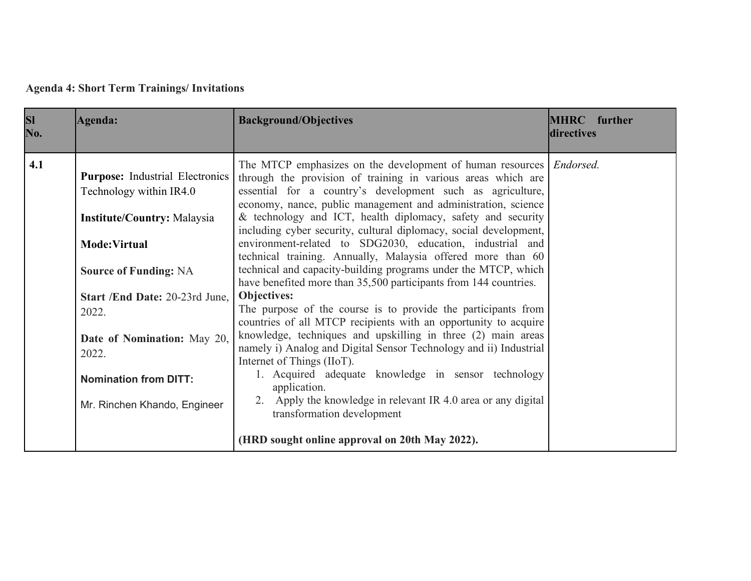**Agenda 4: Short Term Trainings/ Invitations**

| Sl No. | Agenda: | Background/Objectives | MHRC further directives |
|---|---|---|---|
| 4.1 | **Purpose:** Industrial Electronics Technology within IR4.0<br><br>**Institute/Country:** Malaysia<br><br>**Mode:Virtual**<br><br>**Source of Funding:** NA<br><br>**Start /End Date:** 20-23rd June, 2022.<br><br>**Date of Nomination:** May 20, 2022.<br><br>**Nomination from DITT:**<br><br>Mr. Rinchen Khando, Engineer | The MTCP emphasizes on the development of human resources through the provision of training in various areas which are essential for a country's development such as agriculture, economy, nance, public management and administration, science & technology and ICT, health diplomacy, safety and security including cyber security, cultural diplomacy, social development, environment-related to SDG2030, education, industrial and technical training. Annually, Malaysia offered more than 60 technical and capacity-building programs under the MTCP, which have benefited more than 35,500 participants from 144 countries.<br>**Objectives:**<br>The purpose of the course is to provide the participants from countries of all MTCP recipients with an opportunity to acquire knowledge, techniques and upskilling in three (2) main areas namely i) Analog and Digital Sensor Technology and ii) Industrial Internet of Things (IIoT).<br>1. Acquired adequate knowledge in sensor technology application.<br>2. Apply the knowledge in relevant IR 4.0 area or any digital transformation development<br><br>**(HRD sought online approval on 20th May 2022).** | *Endorsed.* |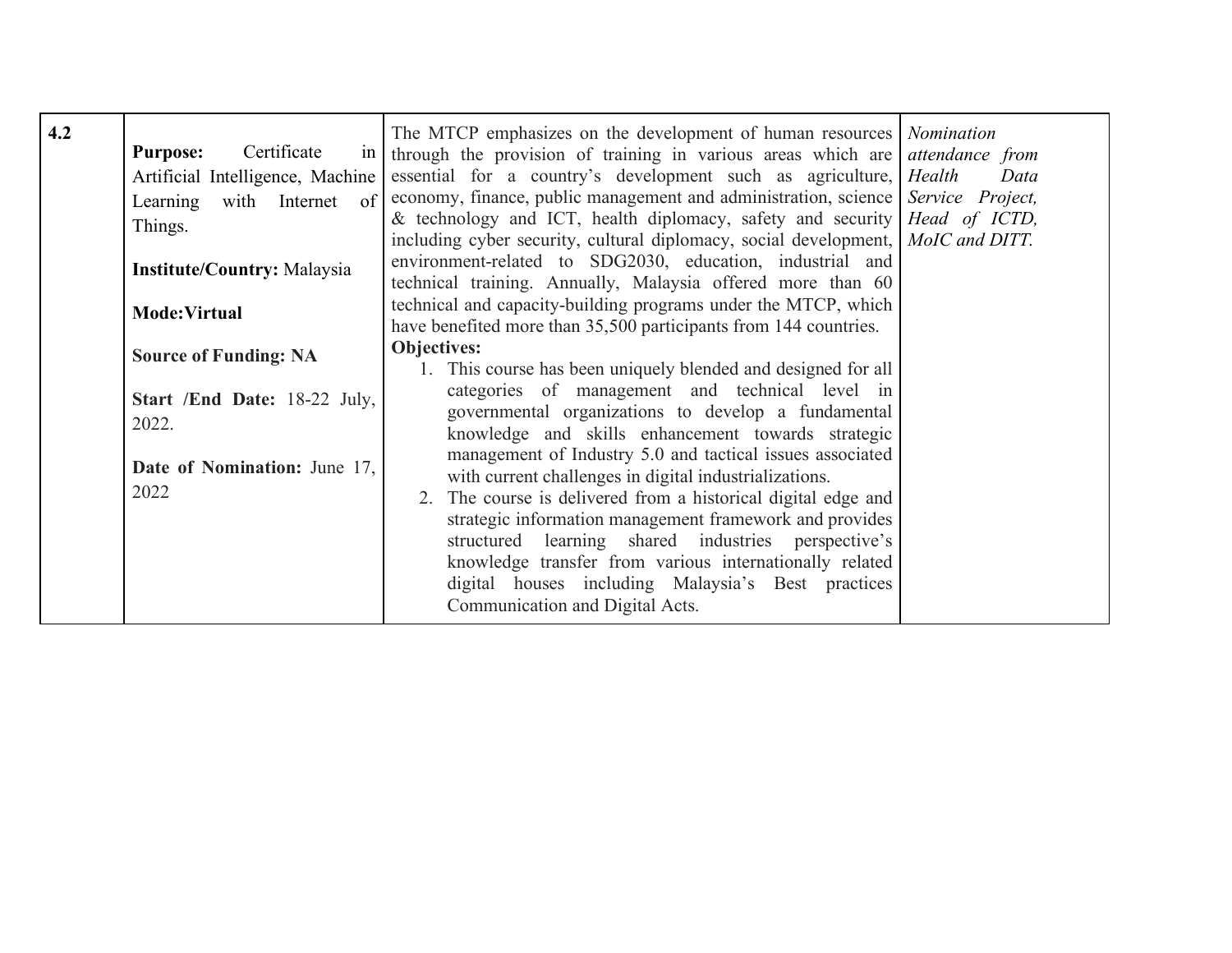| 4.2 | **Purpose:** Certificate in Artificial Intelligence, Machine Learning with Internet of Things.<br><br>**Institute/Country:** Malaysia<br><br>**Mode:Virtual**<br><br>**Source of Funding: NA**<br><br>**Start /End Date:** 18-22 July, 2022.<br><br>**Date of Nomination:** June 17, 2022 | The MTCP emphasizes on the development of human resources through the provision of training in various areas which are essential for a country's development such as agriculture, economy, finance, public management and administration, science & technology and ICT, health diplomacy, safety and security including cyber security, cultural diplomacy, social development, environment-related to SDG2030, education, industrial and technical training. Annually, Malaysia offered more than 60 technical and capacity-building programs under the MTCP, which have benefited more than 35,500 participants from 144 countries.<br>**Objectives:**<br>1. This course has been uniquely blended and designed for all categories of management and technical level in governmental organizations to develop a fundamental knowledge and skills enhancement towards strategic management of Industry 5.0 and tactical issues associated with current challenges in digital industrializations.<br>2. The course is delivered from a historical digital edge and strategic information management framework and provides structured learning shared industries perspective's knowledge transfer from various internationally related digital houses including Malaysia's Best practices Communication and Digital Acts. | *Nomination attendance from Health Data Service Project, Head of ICTD, MoIC and DITT.* |
|---|---|---|---|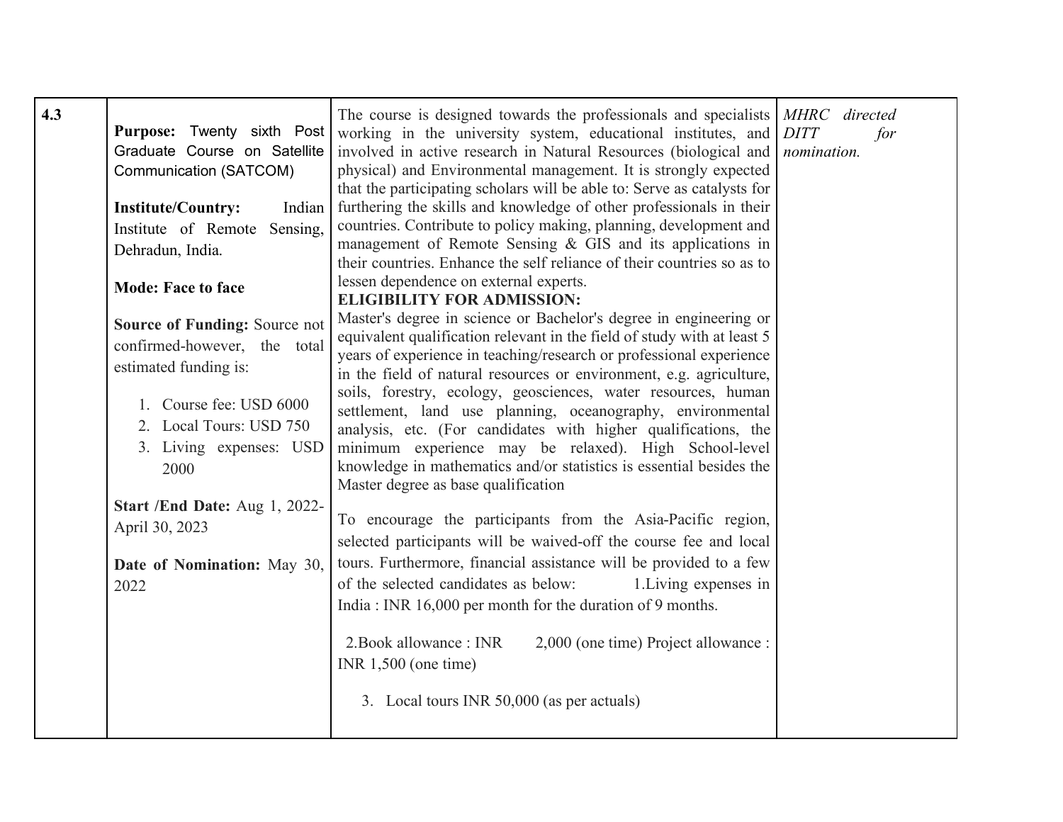| 4.3 | **Purpose:** Twenty sixth Post Graduate Course on Satellite Communication (SATCOM)<br><br>**Institute/Country:** Indian Institute of Remote Sensing, Dehradun, India.<br><br>**Mode: Face to face**<br><br>**Source of Funding:** Source not confirmed-however, the total estimated funding is:<br><br>1. Course fee: USD 6000<br>2. Local Tours: USD 750<br>3. Living expenses: USD 2000<br><br>**Start /End Date:** Aug 1, 2022- April 30, 2023<br><br>**Date of Nomination:** May 30, 2022 | The course is designed towards the professionals and specialists working in the university system, educational institutes, and involved in active research in Natural Resources (biological and physical) and Environmental management. It is strongly expected that the participating scholars will be able to: Serve as catalysts for furthering the skills and knowledge of other professionals in their countries. Contribute to policy making, planning, development and management of Remote Sensing & GIS and its applications in their countries. Enhance the self reliance of their countries so as to lessen dependence on external experts.<br>**ELIGIBILITY FOR ADMISSION:**<br>Master's degree in science or Bachelor's degree in engineering or equivalent qualification relevant in the field of study with at least 5 years of experience in teaching/research or professional experience in the field of natural resources or environment, e.g. agriculture, soils, forestry, ecology, geosciences, water resources, human settlement, land use planning, oceanography, environmental analysis, etc. (For candidates with higher qualifications, the minimum experience may be relaxed). High School-level knowledge in mathematics and/or statistics is essential besides the Master degree as base qualification<br><br>To encourage the participants from the Asia-Pacific region, selected participants will be waived-off the course fee and local tours. Furthermore, financial assistance will be provided to a few of the selected candidates as below: 1.Living expenses in India : INR 16,000 per month for the duration of 9 months.<br><br>2.Book allowance : INR 2,000 (one time) Project allowance : INR 1,500 (one time)<br><br>3. Local tours INR 50,000 (as per actuals) | *MHRC directed DITT for nomination.* |
|---|---|---|---|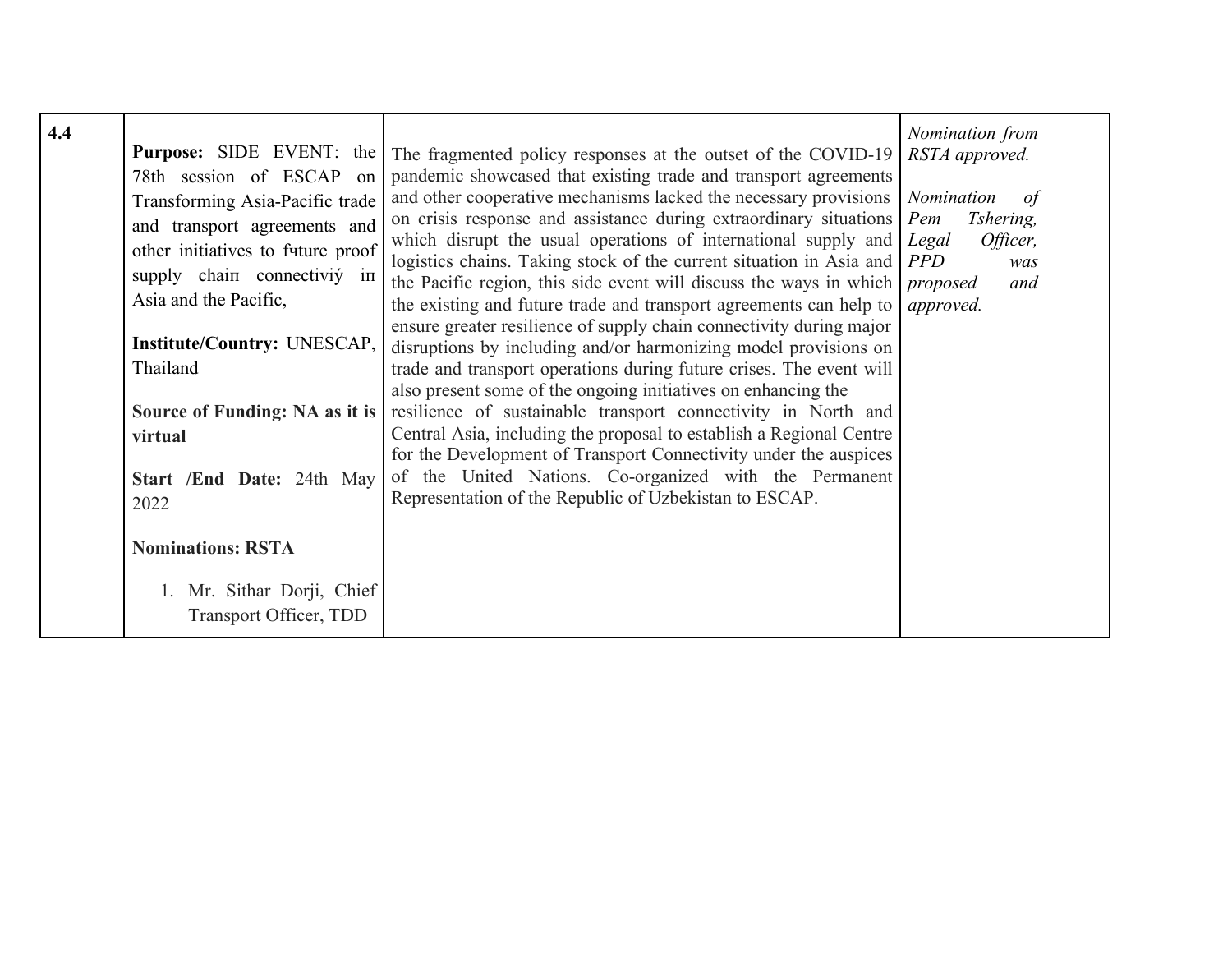| | | | |
|---|---|---|---|
| 4.4 | **Purpose:** SIDE EVENT: the 78th session of ESCAP on Transforming Asia-Pacific trade and transport agreements and other initiatives to fчture proof supply chaiп connectiviý iп Asia and the Pacific,<br><br>**Institute/Country:** UNESCAP, Thailand<br><br>**Source of Funding: NA as it is virtual**<br><br>**Start /End Date:** 24th May 2022<br><br>**Nominations: RSTA**<br><br>1. Mr. Sithar Dorji, Chief Transport Officer, TDD | The fragmented policy responses at the outset of the COVID-19 pandemic showcased that existing trade and transport agreements and other cooperative mechanisms lacked the necessary provisions on crisis response and assistance during extraordinary situations which disrupt the usual operations of international supply and logistics chains. Taking stock of the current situation in Asia and the Pacific region, this side event will discuss the ways in which the existing and future trade and transport agreements can help to ensure greater resilience of supply chain connectivity during major disruptions by including and/or harmonizing model provisions on trade and transport operations during future crises. The event will also present some of the ongoing initiatives on enhancing the resilience of sustainable transport connectivity in North and Central Asia, including the proposal to establish a Regional Centre for the Development of Transport Connectivity under the auspices of the United Nations. Co-organized with the Permanent Representation of the Republic of Uzbekistan to ESCAP. | *Nomination from RSTA approved.*<br><br>*Nomination of Pem Tshering, Legal Officer, PPD was proposed and approved.* |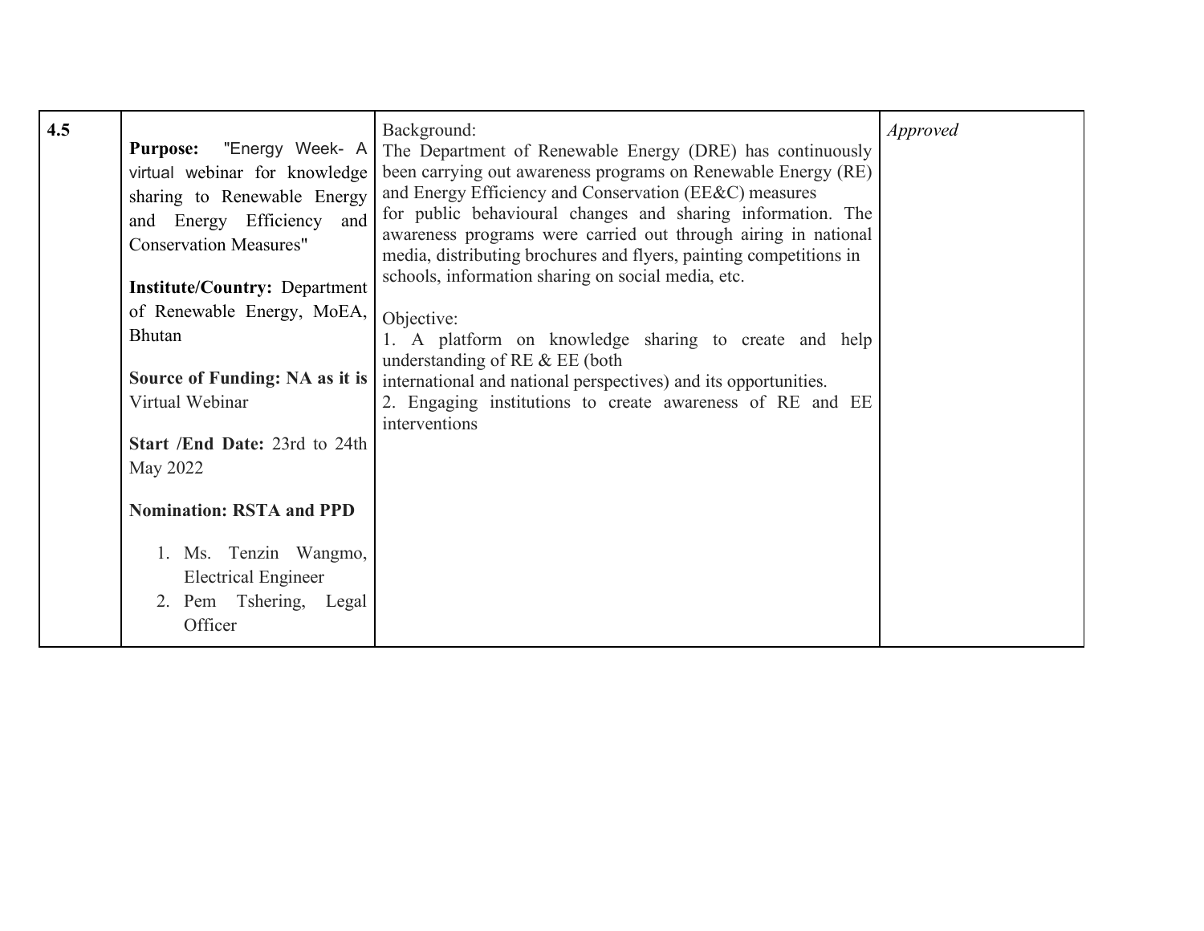| 4.5 | **Purpose:** "Energy Week- A virtual webinar for knowledge sharing to Renewable Energy and Energy Efficiency and Conservation Measures"<br><br>**Institute/Country:** Department of Renewable Energy, MoEA, Bhutan<br><br>**Source of Funding: NA as it is** Virtual Webinar<br><br>**Start /End Date:** 23rd to 24th May 2022<br><br>**Nomination: RSTA and PPD**<br><br>1. Ms. Tenzin Wangmo, Electrical Engineer<br>2. Pem Tshering, Legal Officer | Background:<br>The Department of Renewable Energy (DRE) has continuously been carrying out awareness programs on Renewable Energy (RE) and Energy Efficiency and Conservation (EE&C) measures for public behavioural changes and sharing information. The awareness programs were carried out through airing in national media, distributing brochures and flyers, painting competitions in schools, information sharing on social media, etc.<br><br>Objective:<br>1. A platform on knowledge sharing to create and help understanding of RE & EE (both international and national perspectives) and its opportunities.<br>2. Engaging institutions to create awareness of RE and EE interventions | *Approved* |
|---|---|---|---|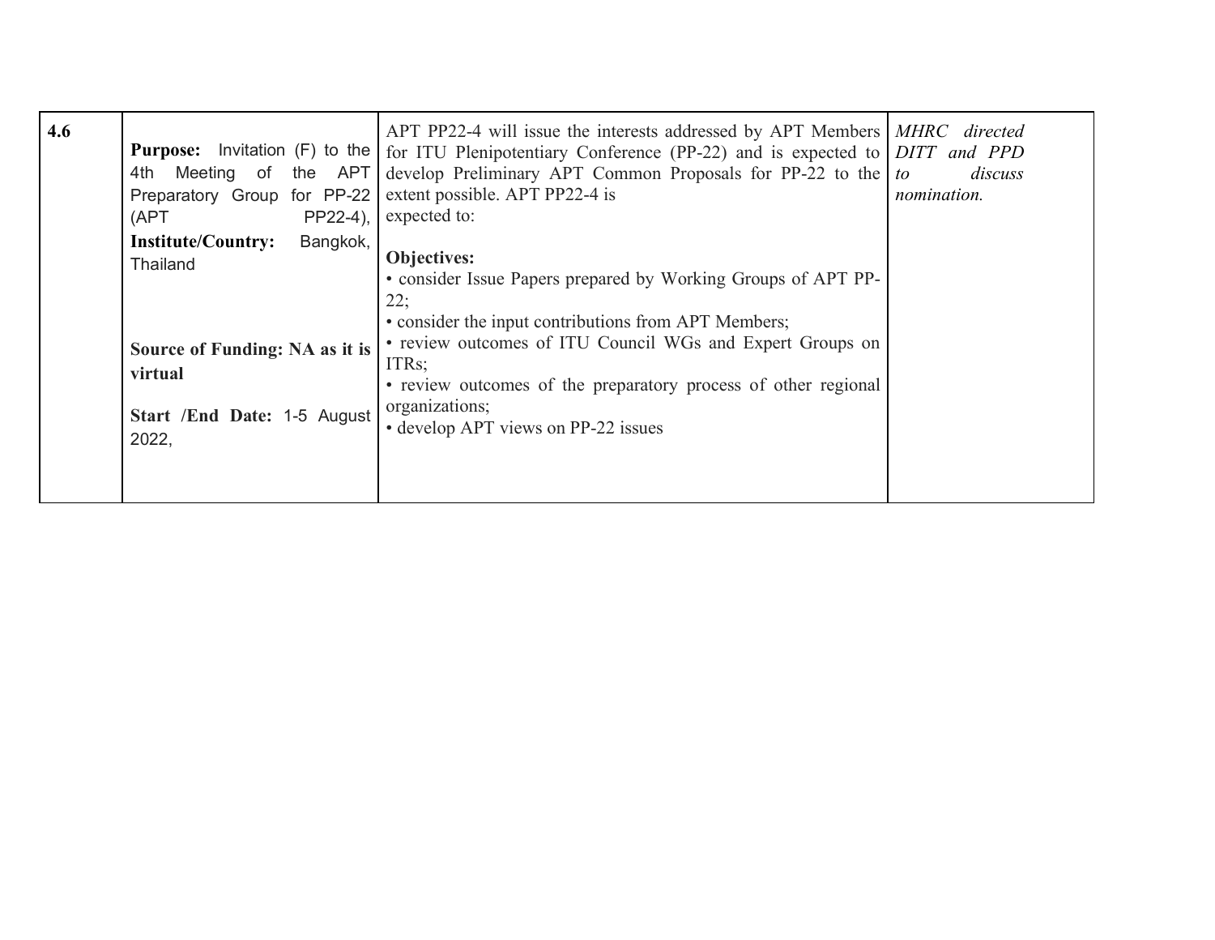| | | | |
|---|---|---|---|
| **4.6** | **Purpose:** Invitation (F) to the 4th Meeting of the APT Preparatory Group for PP-22 (APT PP22-4),<br>**Institute/Country:** Bangkok, Thailand<br><br>**Source of Funding: NA as it is virtual**<br><br>**Start /End Date:** 1-5 August 2022, | APT PP22-4 will issue the interests addressed by APT Members for ITU Plenipotentiary Conference (PP-22) and is expected to develop Preliminary APT Common Proposals for PP-22 to the extent possible. APT PP22-4 is expected to:<br><br>**Objectives:**<br>• consider Issue Papers prepared by Working Groups of APT PP-22;<br>• consider the input contributions from APT Members;<br>• review outcomes of ITU Council WGs and Expert Groups on ITRs;<br>• review outcomes of the preparatory process of other regional organizations;<br>• develop APT views on PP-22 issues | *MHRC directed DITT and PPD to discuss nomination.* |